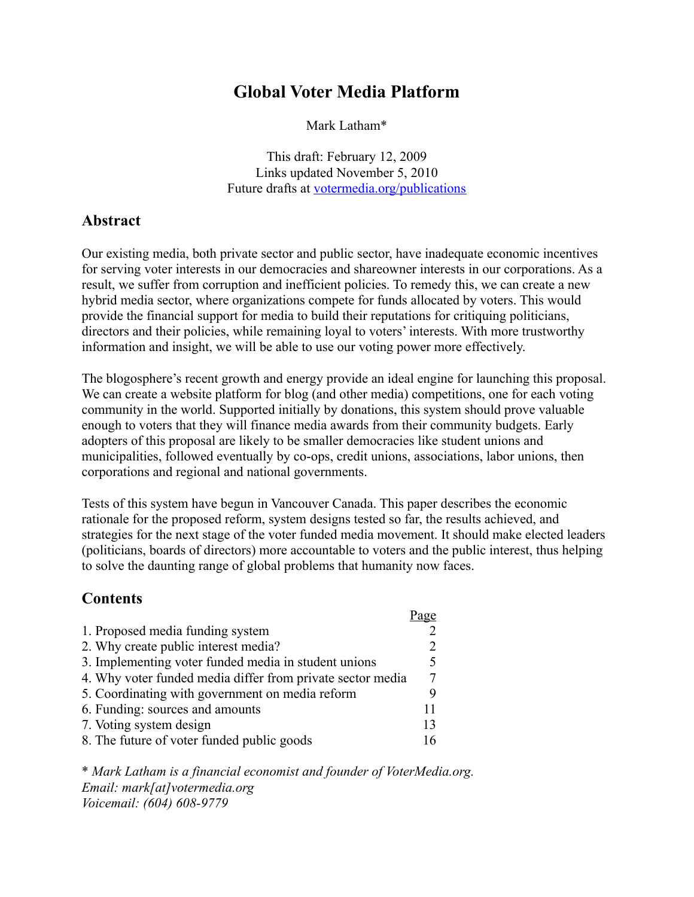# Global Voter Media Platform

Mark Latham*

This draft: February 12, 2009
Links updated November 5, 2010
Future drafts at votermedia.org/publications

## Abstract

Our existing media, both private sector and public sector, have inadequate economic incentives for serving voter interests in our democracies and shareowner interests in our corporations. As a result, we suffer from corruption and inefficient policies. To remedy this, we can create a new hybrid media sector, where organizations compete for funds allocated by voters. This would provide the financial support for media to build their reputations for critiquing politicians, directors and their policies, while remaining loyal to voters' interests. With more trustworthy information and insight, we will be able to use our voting power more effectively.

The blogosphere's recent growth and energy provide an ideal engine for launching this proposal. We can create a website platform for blog (and other media) competitions, one for each voting community in the world. Supported initially by donations, this system should prove valuable enough to voters that they will finance media awards from their community budgets. Early adopters of this proposal are likely to be smaller democracies like student unions and municipalities, followed eventually by co-ops, credit unions, associations, labor unions, then corporations and regional and national governments.

Tests of this system have begun in Vancouver Canada. This paper describes the economic rationale for the proposed reform, system designs tested so far, the results achieved, and strategies for the next stage of the voter funded media movement. It should make elected leaders (politicians, boards of directors) more accountable to voters and the public interest, thus helping to solve the daunting range of global problems that humanity now faces.

## Contents

| | Page |
|---|---|
| 1. Proposed media funding system | 2 |
| 2. Why create public interest media? | 2 |
| 3. Implementing voter funded media in student unions | 5 |
| 4. Why voter funded media differ from private sector media | 7 |
| 5. Coordinating with government on media reform | 9 |
| 6. Funding: sources and amounts | 11 |
| 7. Voting system design | 13 |
| 8. The future of voter funded public goods | 16 |

*\* Mark Latham is a financial economist and founder of VoterMedia.org.*
*Email: mark[at]votermedia.org*
*Voicemail: (604) 608-9779*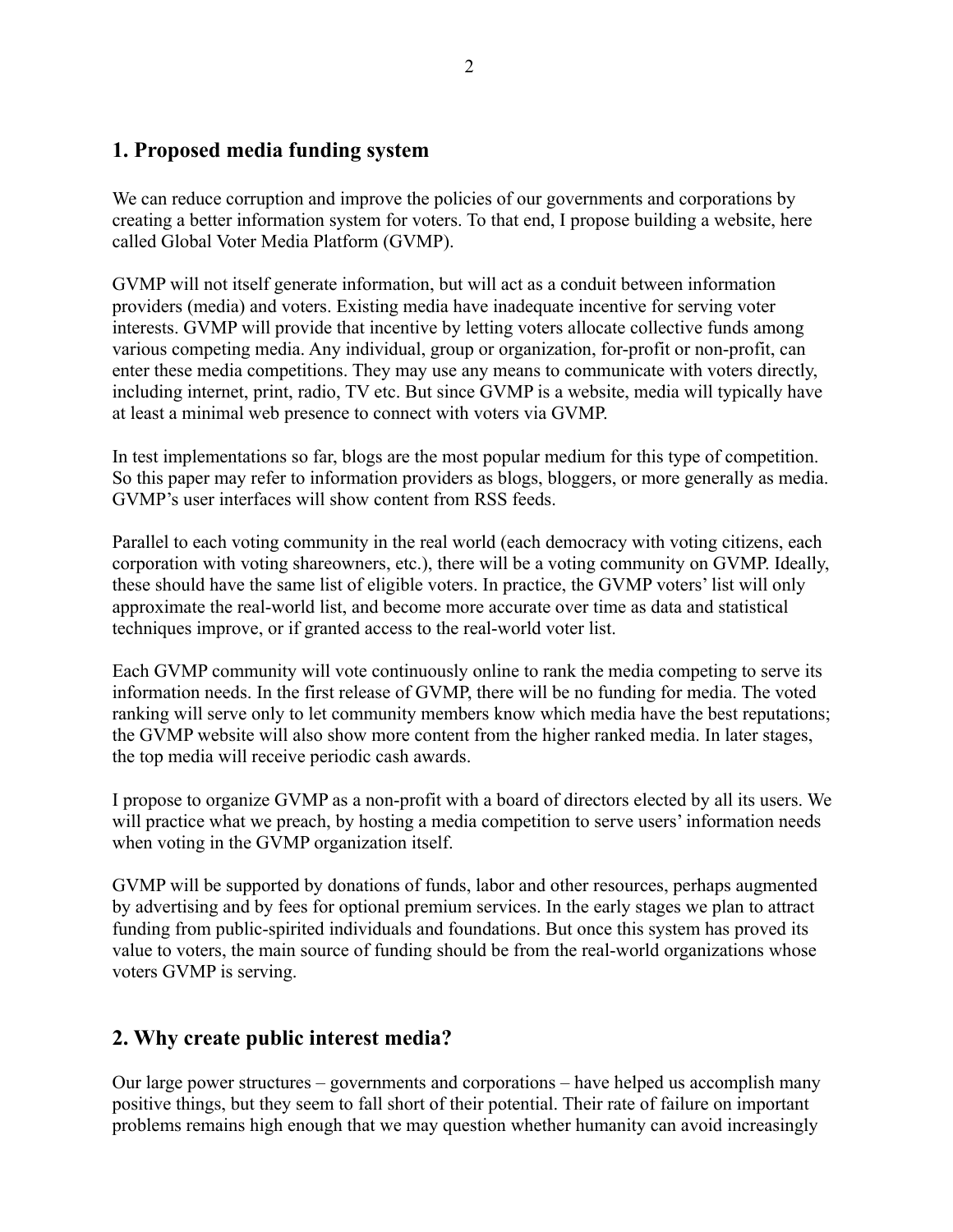## 1. Proposed media funding system

We can reduce corruption and improve the policies of our governments and corporations by creating a better information system for voters. To that end, I propose building a website, here called Global Voter Media Platform (GVMP).

GVMP will not itself generate information, but will act as a conduit between information providers (media) and voters. Existing media have inadequate incentive for serving voter interests. GVMP will provide that incentive by letting voters allocate collective funds among various competing media. Any individual, group or organization, for-profit or non-profit, can enter these media competitions. They may use any means to communicate with voters directly, including internet, print, radio, TV etc. But since GVMP is a website, media will typically have at least a minimal web presence to connect with voters via GVMP.

In test implementations so far, blogs are the most popular medium for this type of competition. So this paper may refer to information providers as blogs, bloggers, or more generally as media. GVMP's user interfaces will show content from RSS feeds.

Parallel to each voting community in the real world (each democracy with voting citizens, each corporation with voting shareowners, etc.), there will be a voting community on GVMP. Ideally, these should have the same list of eligible voters. In practice, the GVMP voters' list will only approximate the real-world list, and become more accurate over time as data and statistical techniques improve, or if granted access to the real-world voter list.

Each GVMP community will vote continuously online to rank the media competing to serve its information needs. In the first release of GVMP, there will be no funding for media. The voted ranking will serve only to let community members know which media have the best reputations; the GVMP website will also show more content from the higher ranked media. In later stages, the top media will receive periodic cash awards.

I propose to organize GVMP as a non-profit with a board of directors elected by all its users. We will practice what we preach, by hosting a media competition to serve users' information needs when voting in the GVMP organization itself.

GVMP will be supported by donations of funds, labor and other resources, perhaps augmented by advertising and by fees for optional premium services. In the early stages we plan to attract funding from public-spirited individuals and foundations. But once this system has proved its value to voters, the main source of funding should be from the real-world organizations whose voters GVMP is serving.

## 2. Why create public interest media?

Our large power structures – governments and corporations – have helped us accomplish many positive things, but they seem to fall short of their potential. Their rate of failure on important problems remains high enough that we may question whether humanity can avoid increasingly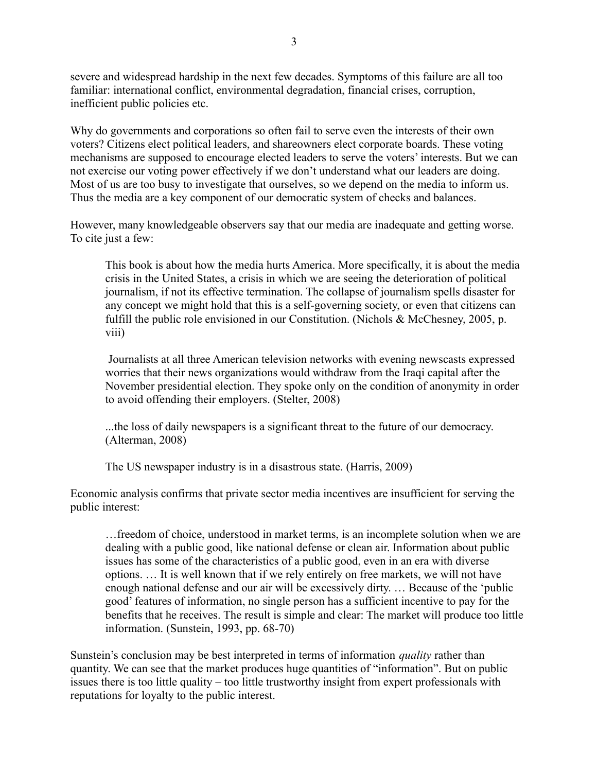severe and widespread hardship in the next few decades. Symptoms of this failure are all too familiar: international conflict, environmental degradation, financial crises, corruption, inefficient public policies etc.

Why do governments and corporations so often fail to serve even the interests of their own voters? Citizens elect political leaders, and shareowners elect corporate boards. These voting mechanisms are supposed to encourage elected leaders to serve the voters' interests. But we can not exercise our voting power effectively if we don't understand what our leaders are doing. Most of us are too busy to investigate that ourselves, so we depend on the media to inform us. Thus the media are a key component of our democratic system of checks and balances.

However, many knowledgeable observers say that our media are inadequate and getting worse. To cite just a few:

> This book is about how the media hurts America. More specifically, it is about the media crisis in the United States, a crisis in which we are seeing the deterioration of political journalism, if not its effective termination. The collapse of journalism spells disaster for any concept we might hold that this is a self-governing society, or even that citizens can fulfill the public role envisioned in our Constitution. (Nichols & McChesney, 2005, p. viii)
>
> Journalists at all three American television networks with evening newscasts expressed worries that their news organizations would withdraw from the Iraqi capital after the November presidential election. They spoke only on the condition of anonymity in order to avoid offending their employers. (Stelter, 2008)
>
> ...the loss of daily newspapers is a significant threat to the future of our democracy. (Alterman, 2008)
>
> The US newspaper industry is in a disastrous state. (Harris, 2009)

Economic analysis confirms that private sector media incentives are insufficient for serving the public interest:

> …freedom of choice, understood in market terms, is an incomplete solution when we are dealing with a public good, like national defense or clean air. Information about public issues has some of the characteristics of a public good, even in an era with diverse options. … It is well known that if we rely entirely on free markets, we will not have enough national defense and our air will be excessively dirty. … Because of the 'public good' features of information, no single person has a sufficient incentive to pay for the benefits that he receives. The result is simple and clear: The market will produce too little information. (Sunstein, 1993, pp. 68-70)

Sunstein's conclusion may be best interpreted in terms of information *quality* rather than quantity. We can see that the market produces huge quantities of "information". But on public issues there is too little quality – too little trustworthy insight from expert professionals with reputations for loyalty to the public interest.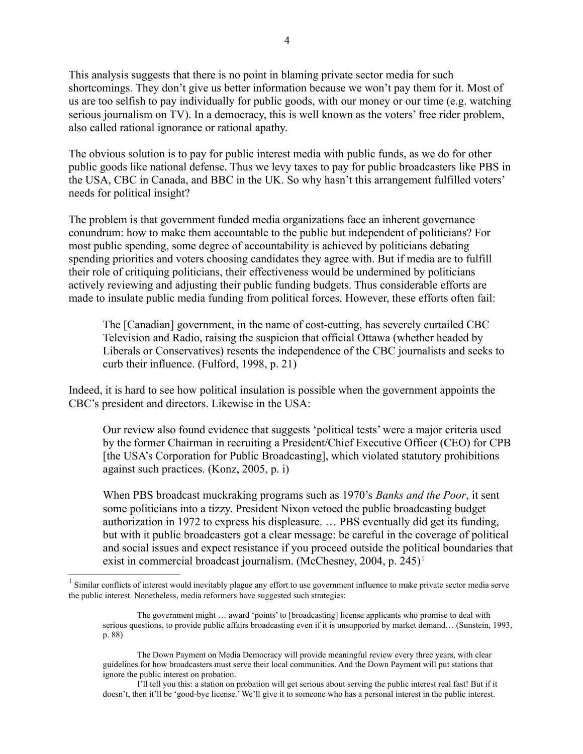This analysis suggests that there is no point in blaming private sector media for such shortcomings. They don't give us better information because we won't pay them for it. Most of us are too selfish to pay individually for public goods, with our money or our time (e.g. watching serious journalism on TV). In a democracy, this is well known as the voters' free rider problem, also called rational ignorance or rational apathy.

The obvious solution is to pay for public interest media with public funds, as we do for other public goods like national defense. Thus we levy taxes to pay for public broadcasters like PBS in the USA, CBC in Canada, and BBC in the UK. So why hasn't this arrangement fulfilled voters' needs for political insight?

The problem is that government funded media organizations face an inherent governance conundrum: how to make them accountable to the public but independent of politicians? For most public spending, some degree of accountability is achieved by politicians debating spending priorities and voters choosing candidates they agree with. But if media are to fulfill their role of critiquing politicians, their effectiveness would be undermined by politicians actively reviewing and adjusting their public funding budgets. Thus considerable efforts are made to insulate public media funding from political forces. However, these efforts often fail:

> The [Canadian] government, in the name of cost-cutting, has severely curtailed CBC Television and Radio, raising the suspicion that official Ottawa (whether headed by Liberals or Conservatives) resents the independence of the CBC journalists and seeks to curb their influence. (Fulford, 1998, p. 21)

Indeed, it is hard to see how political insulation is possible when the government appoints the CBC's president and directors. Likewise in the USA:

> Our review also found evidence that suggests 'political tests' were a major criteria used by the former Chairman in recruiting a President/Chief Executive Officer (CEO) for CPB [the USA's Corporation for Public Broadcasting], which violated statutory prohibitions against such practices. (Konz, 2005, p. i)

> When PBS broadcast muckraking programs such as 1970's *Banks and the Poor*, it sent some politicians into a tizzy. President Nixon vetoed the public broadcasting budget authorization in 1972 to express his displeasure. … PBS eventually did get its funding, but with it public broadcasters got a clear message: be careful in the coverage of political and social issues and expect resistance if you proceed outside the political boundaries that exist in commercial broadcast journalism. (McChesney, 2004, p. 245)[1]

---

[1] Similar conflicts of interest would inevitably plague any effort to use government influence to make private sector media serve the public interest. Nonetheless, media reformers have suggested such strategies:

> The government might … award 'points' to [broadcasting] license applicants who promise to deal with serious questions, to provide public affairs broadcasting even if it is unsupported by market demand… (Sunstein, 1993, p. 88)

> The Down Payment on Media Democracy will provide meaningful review every three years, with clear guidelines for how broadcasters must serve their local communities. And the Down Payment will put stations that ignore the public interest on probation.
>
> I'll tell you this: a station on probation will get serious about serving the public interest real fast! But if it doesn't, then it'll be 'good-bye license.' We'll give it to someone who has a personal interest in the public interest.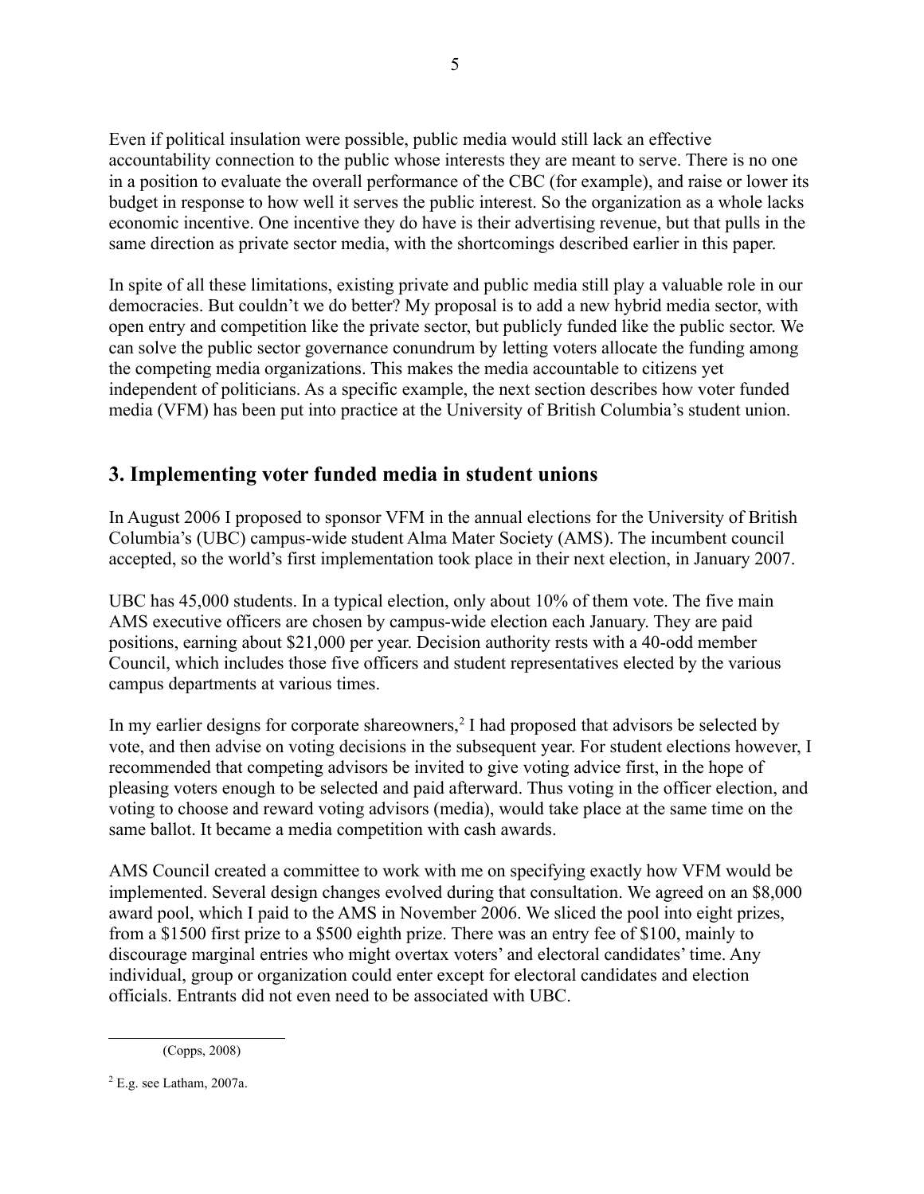Even if political insulation were possible, public media would still lack an effective accountability connection to the public whose interests they are meant to serve. There is no one in a position to evaluate the overall performance of the CBC (for example), and raise or lower its budget in response to how well it serves the public interest. So the organization as a whole lacks economic incentive. One incentive they do have is their advertising revenue, but that pulls in the same direction as private sector media, with the shortcomings described earlier in this paper.

In spite of all these limitations, existing private and public media still play a valuable role in our democracies. But couldn't we do better? My proposal is to add a new hybrid media sector, with open entry and competition like the private sector, but publicly funded like the public sector. We can solve the public sector governance conundrum by letting voters allocate the funding among the competing media organizations. This makes the media accountable to citizens yet independent of politicians. As a specific example, the next section describes how voter funded media (VFM) has been put into practice at the University of British Columbia's student union.

## 3. Implementing voter funded media in student unions

In August 2006 I proposed to sponsor VFM in the annual elections for the University of British Columbia's (UBC) campus-wide student Alma Mater Society (AMS). The incumbent council accepted, so the world's first implementation took place in their next election, in January 2007.

UBC has 45,000 students. In a typical election, only about 10% of them vote. The five main AMS executive officers are chosen by campus-wide election each January. They are paid positions, earning about $21,000 per year. Decision authority rests with a 40-odd member Council, which includes those five officers and student representatives elected by the various campus departments at various times.

In my earlier designs for corporate shareowners,[2] I had proposed that advisors be selected by vote, and then advise on voting decisions in the subsequent year. For student elections however, I recommended that competing advisors be invited to give voting advice first, in the hope of pleasing voters enough to be selected and paid afterward. Thus voting in the officer election, and voting to choose and reward voting advisors (media), would take place at the same time on the same ballot. It became a media competition with cash awards.

AMS Council created a committee to work with me on specifying exactly how VFM would be implemented. Several design changes evolved during that consultation. We agreed on an $8,000 award pool, which I paid to the AMS in November 2006. We sliced the pool into eight prizes, from a $1500 first prize to a $500 eighth prize. There was an entry fee of $100, mainly to discourage marginal entries who might overtax voters' and electoral candidates' time. Any individual, group or organization could enter except for electoral candidates and election officials. Entrants did not even need to be associated with UBC.

---

(Copps, 2008)

[2] E.g. see Latham, 2007a.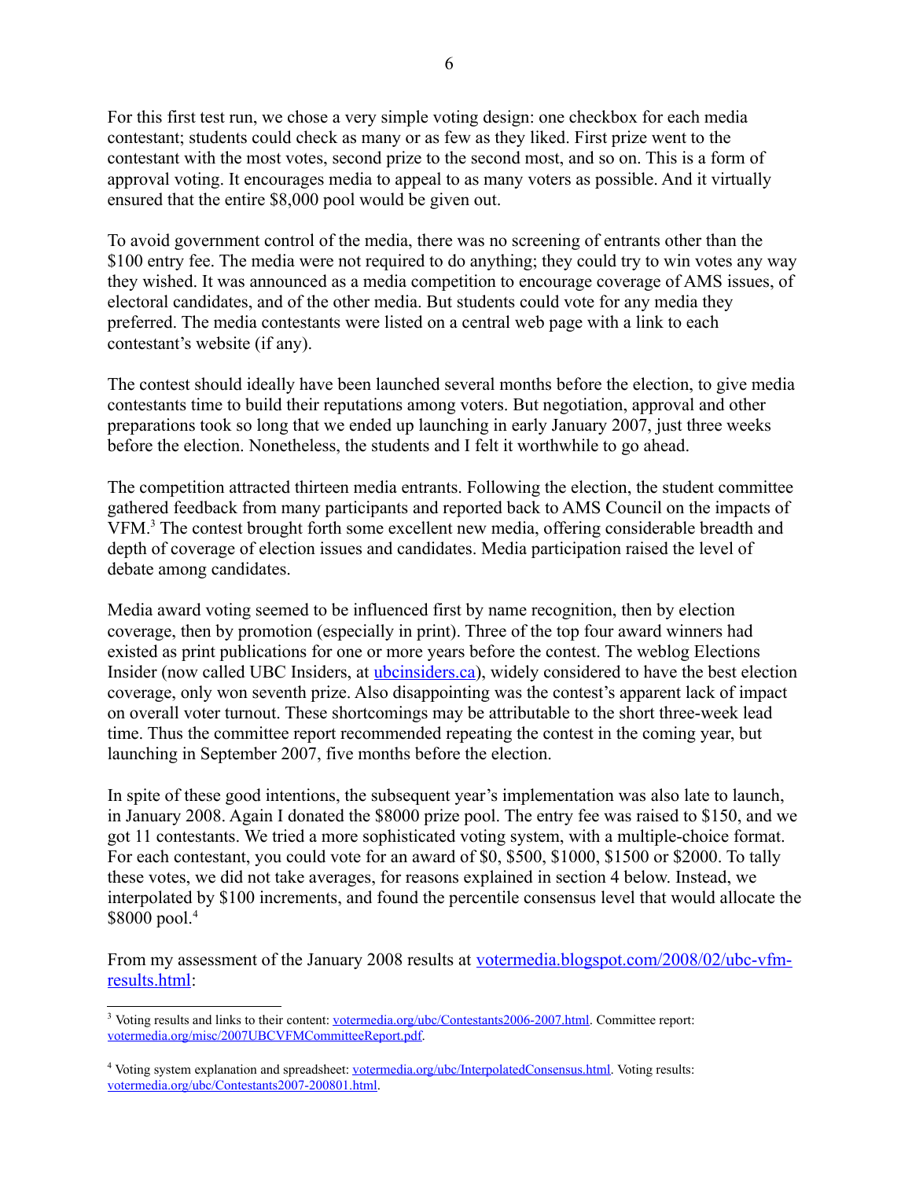For this first test run, we chose a very simple voting design: one checkbox for each media contestant; students could check as many or as few as they liked. First prize went to the contestant with the most votes, second prize to the second most, and so on. This is a form of approval voting. It encourages media to appeal to as many voters as possible. And it virtually ensured that the entire $8,000 pool would be given out.

To avoid government control of the media, there was no screening of entrants other than the $100 entry fee. The media were not required to do anything; they could try to win votes any way they wished. It was announced as a media competition to encourage coverage of AMS issues, of electoral candidates, and of the other media. But students could vote for any media they preferred. The media contestants were listed on a central web page with a link to each contestant's website (if any).

The contest should ideally have been launched several months before the election, to give media contestants time to build their reputations among voters. But negotiation, approval and other preparations took so long that we ended up launching in early January 2007, just three weeks before the election. Nonetheless, the students and I felt it worthwhile to go ahead.

The competition attracted thirteen media entrants. Following the election, the student committee gathered feedback from many participants and reported back to AMS Council on the impacts of VFM.[3] The contest brought forth some excellent new media, offering considerable breadth and depth of coverage of election issues and candidates. Media participation raised the level of debate among candidates.

Media award voting seemed to be influenced first by name recognition, then by election coverage, then by promotion (especially in print). Three of the top four award winners had existed as print publications for one or more years before the contest. The weblog Elections Insider (now called UBC Insiders, at [ubcinsiders.ca](ubcinsiders.ca)), widely considered to have the best election coverage, only won seventh prize. Also disappointing was the contest's apparent lack of impact on overall voter turnout. These shortcomings may be attributable to the short three-week lead time. Thus the committee report recommended repeating the contest in the coming year, but launching in September 2007, five months before the election.

In spite of these good intentions, the subsequent year's implementation was also late to launch, in January 2008. Again I donated the $8000 prize pool. The entry fee was raised to $150, and we got 11 contestants. We tried a more sophisticated voting system, with a multiple-choice format. For each contestant, you could vote for an award of $0, $500, $1000, $1500 or $2000. To tally these votes, we did not take averages, for reasons explained in section 4 below. Instead, we interpolated by $100 increments, and found the percentile consensus level that would allocate the $8000 pool.[4]

From my assessment of the January 2008 results at [votermedia.blogspot.com/2008/02/ubc-vfm-results.html](votermedia.blogspot.com/2008/02/ubc-vfm-results.html):

---

[3] Voting results and links to their content: [votermedia.org/ubc/Contestants2006-2007.html](votermedia.org/ubc/Contestants2006-2007.html). Committee report: [votermedia.org/misc/2007UBCVFMCommitteeReport.pdf](votermedia.org/misc/2007UBCVFMCommitteeReport.pdf).

[4] Voting system explanation and spreadsheet: [votermedia.org/ubc/InterpolatedConsensus.html](votermedia.org/ubc/InterpolatedConsensus.html). Voting results: [votermedia.org/ubc/Contestants2007-200801.html](votermedia.org/ubc/Contestants2007-200801.html).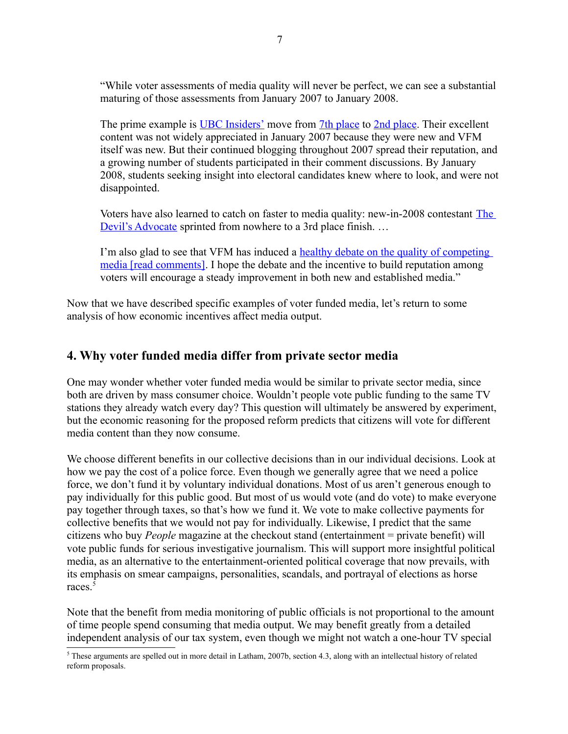> "While voter assessments of media quality will never be perfect, we can see a substantial maturing of those assessments from January 2007 to January 2008.
>
> The prime example is UBC Insiders' move from 7th place to 2nd place. Their excellent content was not widely appreciated in January 2007 because they were new and VFM itself was new. But their continued blogging throughout 2007 spread their reputation, and a growing number of students participated in their comment discussions. By January 2008, students seeking insight into electoral candidates knew where to look, and were not disappointed.
>
> Voters have also learned to catch on faster to media quality: new-in-2008 contestant The Devil's Advocate sprinted from nowhere to a 3rd place finish. …
>
> I'm also glad to see that VFM has induced a healthy debate on the quality of competing media [read comments]. I hope the debate and the incentive to build reputation among voters will encourage a steady improvement in both new and established media."

Now that we have described specific examples of voter funded media, let's return to some analysis of how economic incentives affect media output.

## 4. Why voter funded media differ from private sector media

One may wonder whether voter funded media would be similar to private sector media, since both are driven by mass consumer choice. Wouldn't people vote public funding to the same TV stations they already watch every day? This question will ultimately be answered by experiment, but the economic reasoning for the proposed reform predicts that citizens will vote for different media content than they now consume.

We choose different benefits in our collective decisions than in our individual decisions. Look at how we pay the cost of a police force. Even though we generally agree that we need a police force, we don't fund it by voluntary individual donations. Most of us aren't generous enough to pay individually for this public good. But most of us would vote (and do vote) to make everyone pay together through taxes, so that's how we fund it. We vote to make collective payments for collective benefits that we would not pay for individually. Likewise, I predict that the same citizens who buy *People* magazine at the checkout stand (entertainment = private benefit) will vote public funds for serious investigative journalism. This will support more insightful political media, as an alternative to the entertainment-oriented political coverage that now prevails, with its emphasis on smear campaigns, personalities, scandals, and portrayal of elections as horse races.[5]

Note that the benefit from media monitoring of public officials is not proportional to the amount of time people spend consuming that media output. We may benefit greatly from a detailed independent analysis of our tax system, even though we might not watch a one-hour TV special

---

[5] These arguments are spelled out in more detail in Latham, 2007b, section 4.3, along with an intellectual history of related reform proposals.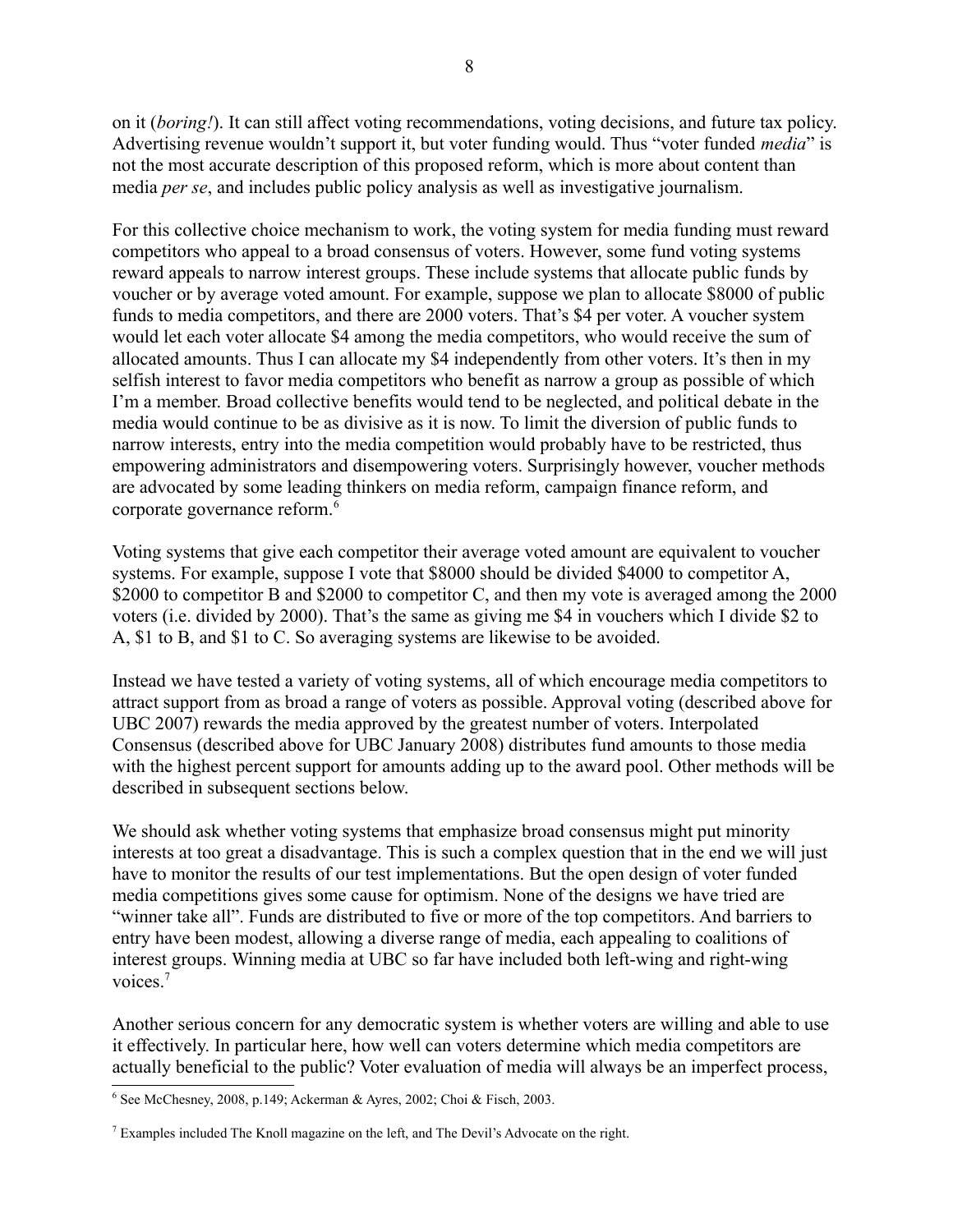on it (*boring!*). It can still affect voting recommendations, voting decisions, and future tax policy. Advertising revenue wouldn't support it, but voter funding would. Thus "voter funded *media*" is not the most accurate description of this proposed reform, which is more about content than media *per se*, and includes public policy analysis as well as investigative journalism.

For this collective choice mechanism to work, the voting system for media funding must reward competitors who appeal to a broad consensus of voters. However, some fund voting systems reward appeals to narrow interest groups. These include systems that allocate public funds by voucher or by average voted amount. For example, suppose we plan to allocate $8000 of public funds to media competitors, and there are 2000 voters. That's $4 per voter. A voucher system would let each voter allocate $4 among the media competitors, who would receive the sum of allocated amounts. Thus I can allocate my $4 independently from other voters. It's then in my selfish interest to favor media competitors who benefit as narrow a group as possible of which I'm a member. Broad collective benefits would tend to be neglected, and political debate in the media would continue to be as divisive as it is now. To limit the diversion of public funds to narrow interests, entry into the media competition would probably have to be restricted, thus empowering administrators and disempowering voters. Surprisingly however, voucher methods are advocated by some leading thinkers on media reform, campaign finance reform, and corporate governance reform.[6]

Voting systems that give each competitor their average voted amount are equivalent to voucher systems. For example, suppose I vote that $8000 should be divided $4000 to competitor A, $2000 to competitor B and $2000 to competitor C, and then my vote is averaged among the 2000 voters (i.e. divided by 2000). That's the same as giving me $4 in vouchers which I divide $2 to A, $1 to B, and $1 to C. So averaging systems are likewise to be avoided.

Instead we have tested a variety of voting systems, all of which encourage media competitors to attract support from as broad a range of voters as possible. Approval voting (described above for UBC 2007) rewards the media approved by the greatest number of voters. Interpolated Consensus (described above for UBC January 2008) distributes fund amounts to those media with the highest percent support for amounts adding up to the award pool. Other methods will be described in subsequent sections below.

We should ask whether voting systems that emphasize broad consensus might put minority interests at too great a disadvantage. This is such a complex question that in the end we will just have to monitor the results of our test implementations. But the open design of voter funded media competitions gives some cause for optimism. None of the designs we have tried are "winner take all". Funds are distributed to five or more of the top competitors. And barriers to entry have been modest, allowing a diverse range of media, each appealing to coalitions of interest groups. Winning media at UBC so far have included both left-wing and right-wing voices.[7]

Another serious concern for any democratic system is whether voters are willing and able to use it effectively. In particular here, how well can voters determine which media competitors are actually beneficial to the public? Voter evaluation of media will always be an imperfect process,

---

[6] See McChesney, 2008, p.149; Ackerman & Ayres, 2002; Choi & Fisch, 2003.

[7] Examples included The Knoll magazine on the left, and The Devil's Advocate on the right.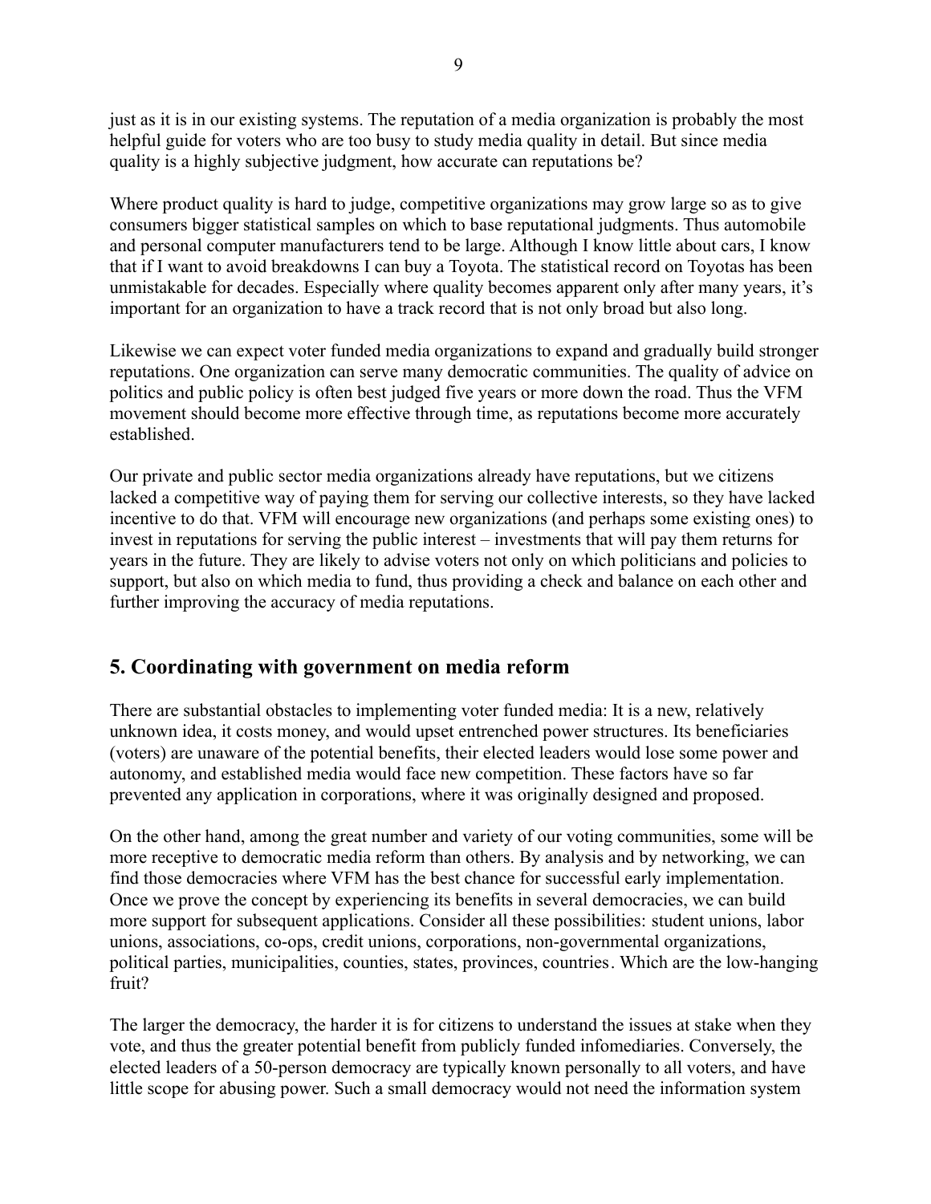just as it is in our existing systems. The reputation of a media organization is probably the most helpful guide for voters who are too busy to study media quality in detail. But since media quality is a highly subjective judgment, how accurate can reputations be?

Where product quality is hard to judge, competitive organizations may grow large so as to give consumers bigger statistical samples on which to base reputational judgments. Thus automobile and personal computer manufacturers tend to be large. Although I know little about cars, I know that if I want to avoid breakdowns I can buy a Toyota. The statistical record on Toyotas has been unmistakable for decades. Especially where quality becomes apparent only after many years, it's important for an organization to have a track record that is not only broad but also long.

Likewise we can expect voter funded media organizations to expand and gradually build stronger reputations. One organization can serve many democratic communities. The quality of advice on politics and public policy is often best judged five years or more down the road. Thus the VFM movement should become more effective through time, as reputations become more accurately established.

Our private and public sector media organizations already have reputations, but we citizens lacked a competitive way of paying them for serving our collective interests, so they have lacked incentive to do that. VFM will encourage new organizations (and perhaps some existing ones) to invest in reputations for serving the public interest – investments that will pay them returns for years in the future. They are likely to advise voters not only on which politicians and policies to support, but also on which media to fund, thus providing a check and balance on each other and further improving the accuracy of media reputations.

## 5. Coordinating with government on media reform

There are substantial obstacles to implementing voter funded media: It is a new, relatively unknown idea, it costs money, and would upset entrenched power structures. Its beneficiaries (voters) are unaware of the potential benefits, their elected leaders would lose some power and autonomy, and established media would face new competition. These factors have so far prevented any application in corporations, where it was originally designed and proposed.

On the other hand, among the great number and variety of our voting communities, some will be more receptive to democratic media reform than others. By analysis and by networking, we can find those democracies where VFM has the best chance for successful early implementation. Once we prove the concept by experiencing its benefits in several democracies, we can build more support for subsequent applications. Consider all these possibilities: student unions, labor unions, associations, co-ops, credit unions, corporations, non-governmental organizations, political parties, municipalities, counties, states, provinces, countries. Which are the low-hanging fruit?

The larger the democracy, the harder it is for citizens to understand the issues at stake when they vote, and thus the greater potential benefit from publicly funded infomediaries. Conversely, the elected leaders of a 50-person democracy are typically known personally to all voters, and have little scope for abusing power. Such a small democracy would not need the information system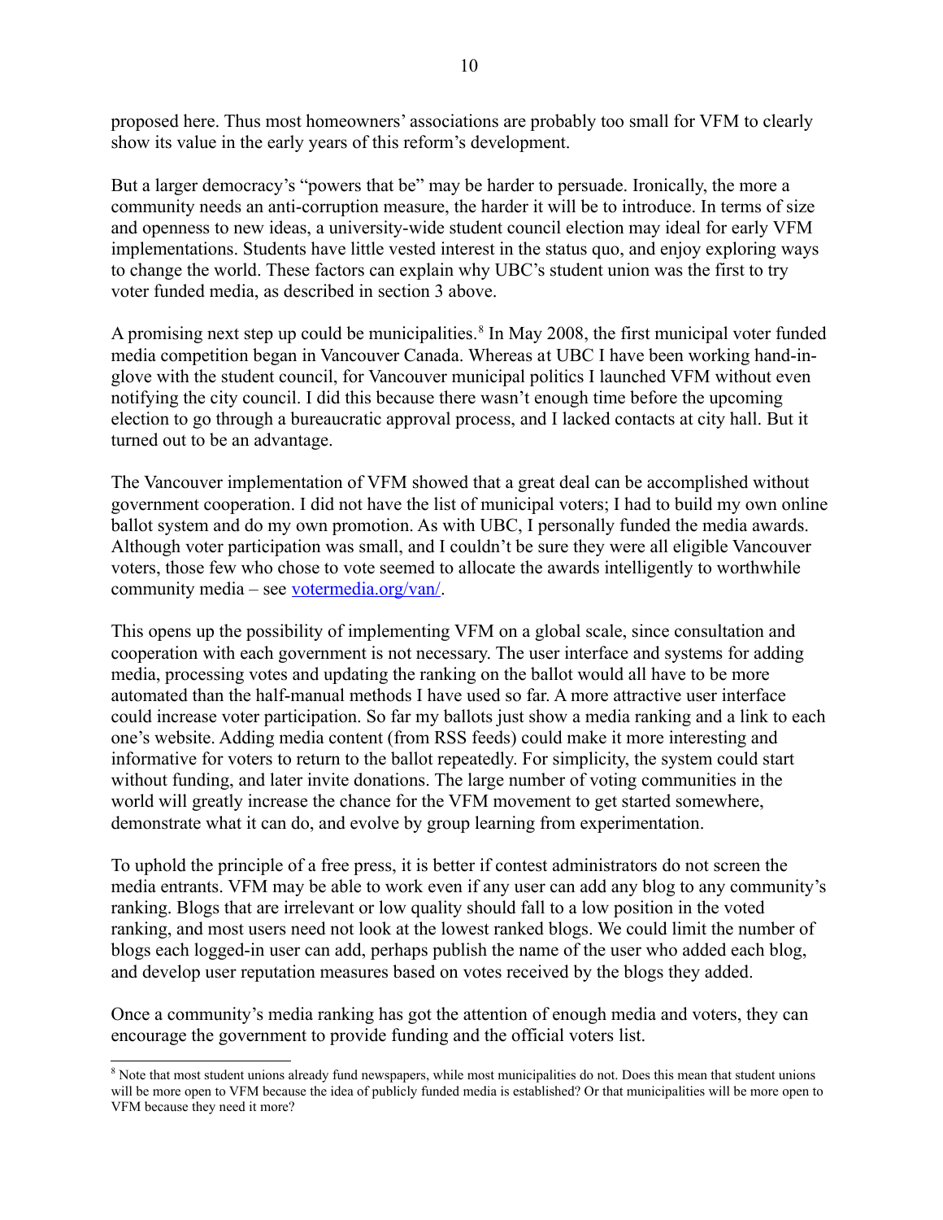proposed here. Thus most homeowners' associations are probably too small for VFM to clearly show its value in the early years of this reform's development.

But a larger democracy's "powers that be" may be harder to persuade. Ironically, the more a community needs an anti-corruption measure, the harder it will be to introduce. In terms of size and openness to new ideas, a university-wide student council election may ideal for early VFM implementations. Students have little vested interest in the status quo, and enjoy exploring ways to change the world. These factors can explain why UBC's student union was the first to try voter funded media, as described in section 3 above.

A promising next step up could be municipalities.[8] In May 2008, the first municipal voter funded media competition began in Vancouver Canada. Whereas at UBC I have been working hand-in-glove with the student council, for Vancouver municipal politics I launched VFM without even notifying the city council. I did this because there wasn't enough time before the upcoming election to go through a bureaucratic approval process, and I lacked contacts at city hall. But it turned out to be an advantage.

The Vancouver implementation of VFM showed that a great deal can be accomplished without government cooperation. I did not have the list of municipal voters; I had to build my own online ballot system and do my own promotion. As with UBC, I personally funded the media awards. Although voter participation was small, and I couldn't be sure they were all eligible Vancouver voters, those few who chose to vote seemed to allocate the awards intelligently to worthwhile community media – see [votermedia.org/van/](votermedia.org/van/).

This opens up the possibility of implementing VFM on a global scale, since consultation and cooperation with each government is not necessary. The user interface and systems for adding media, processing votes and updating the ranking on the ballot would all have to be more automated than the half-manual methods I have used so far. A more attractive user interface could increase voter participation. So far my ballots just show a media ranking and a link to each one's website. Adding media content (from RSS feeds) could make it more interesting and informative for voters to return to the ballot repeatedly. For simplicity, the system could start without funding, and later invite donations. The large number of voting communities in the world will greatly increase the chance for the VFM movement to get started somewhere, demonstrate what it can do, and evolve by group learning from experimentation.

To uphold the principle of a free press, it is better if contest administrators do not screen the media entrants. VFM may be able to work even if any user can add any blog to any community's ranking. Blogs that are irrelevant or low quality should fall to a low position in the voted ranking, and most users need not look at the lowest ranked blogs. We could limit the number of blogs each logged-in user can add, perhaps publish the name of the user who added each blog, and develop user reputation measures based on votes received by the blogs they added.

Once a community's media ranking has got the attention of enough media and voters, they can encourage the government to provide funding and the official voters list.

---

[8] Note that most student unions already fund newspapers, while most municipalities do not. Does this mean that student unions will be more open to VFM because the idea of publicly funded media is established? Or that municipalities will be more open to VFM because they need it more?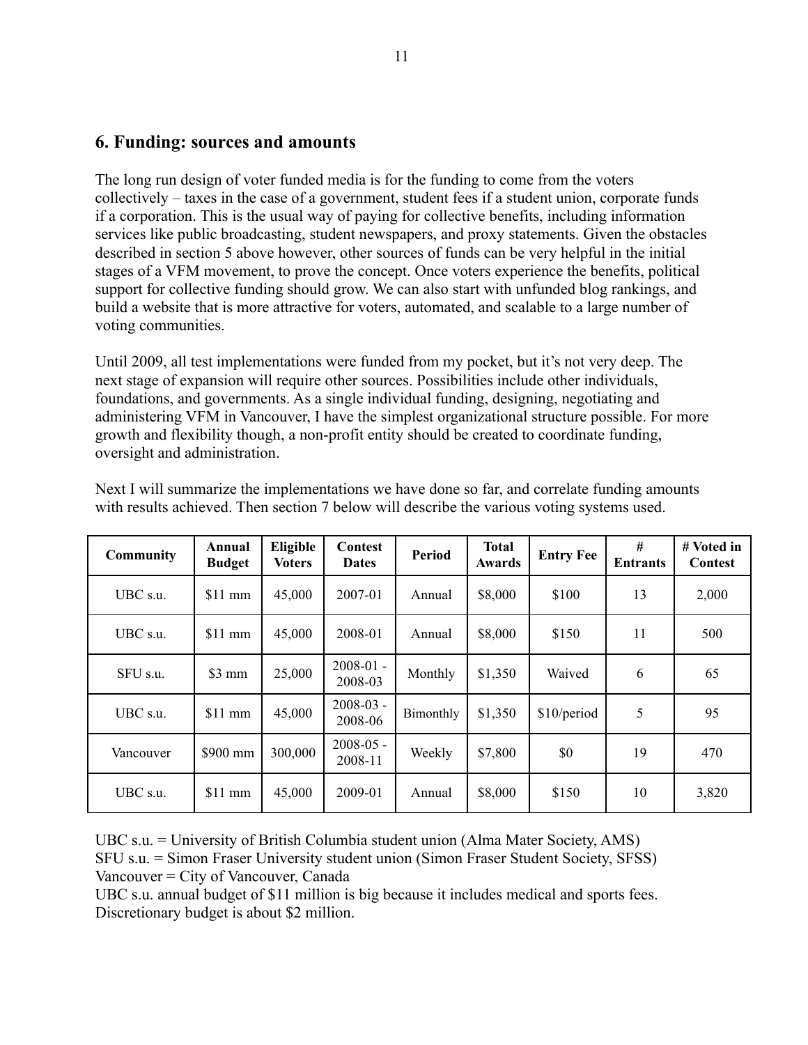## 6. Funding: sources and amounts

The long run design of voter funded media is for the funding to come from the voters collectively – taxes in the case of a government, student fees if a student union, corporate funds if a corporation. This is the usual way of paying for collective benefits, including information services like public broadcasting, student newspapers, and proxy statements. Given the obstacles described in section 5 above however, other sources of funds can be very helpful in the initial stages of a VFM movement, to prove the concept. Once voters experience the benefits, political support for collective funding should grow. We can also start with unfunded blog rankings, and build a website that is more attractive for voters, automated, and scalable to a large number of voting communities.

Until 2009, all test implementations were funded from my pocket, but it's not very deep. The next stage of expansion will require other sources. Possibilities include other individuals, foundations, and governments. As a single individual funding, designing, negotiating and administering VFM in Vancouver, I have the simplest organizational structure possible. For more growth and flexibility though, a non-profit entity should be created to coordinate funding, oversight and administration.

Next I will summarize the implementations we have done so far, and correlate funding amounts with results achieved. Then section 7 below will describe the various voting systems used.

| Community | Annual Budget | Eligible Voters | Contest Dates | Period | Total Awards | Entry Fee | # Entrants | # Voted in Contest |
|---|---|---|---|---|---|---|---|---|
| UBC s.u. | $11 mm | 45,000 | 2007-01 | Annual | $8,000 | $100 | 13 | 2,000 |
| UBC s.u. | $11 mm | 45,000 | 2008-01 | Annual | $8,000 | $150 | 11 | 500 |
| SFU s.u. | $3 mm | 25,000 | 2008-01 - 2008-03 | Monthly | $1,350 | Waived | 6 | 65 |
| UBC s.u. | $11 mm | 45,000 | 2008-03 - 2008-06 | Bimonthly | $1,350 | $10/period | 5 | 95 |
| Vancouver | $900 mm | 300,000 | 2008-05 - 2008-11 | Weekly | $7,800 | $0 | 19 | 470 |
| UBC s.u. | $11 mm | 45,000 | 2009-01 | Annual | $8,000 | $150 | 10 | 3,820 |

UBC s.u. = University of British Columbia student union (Alma Mater Society, AMS)
SFU s.u. = Simon Fraser University student union (Simon Fraser Student Society, SFSS)
Vancouver = City of Vancouver, Canada
UBC s.u. annual budget of $11 million is big because it includes medical and sports fees. Discretionary budget is about $2 million.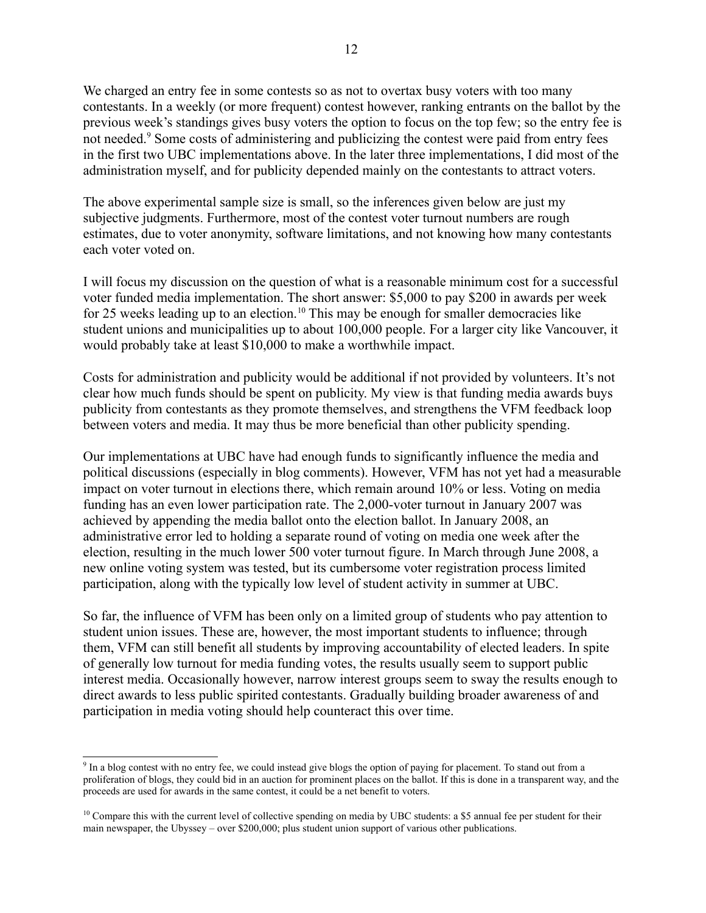We charged an entry fee in some contests so as not to overtax busy voters with too many contestants. In a weekly (or more frequent) contest however, ranking entrants on the ballot by the previous week's standings gives busy voters the option to focus on the top few; so the entry fee is not needed.[9] Some costs of administering and publicizing the contest were paid from entry fees in the first two UBC implementations above. In the later three implementations, I did most of the administration myself, and for publicity depended mainly on the contestants to attract voters.

The above experimental sample size is small, so the inferences given below are just my subjective judgments. Furthermore, most of the contest voter turnout numbers are rough estimates, due to voter anonymity, software limitations, and not knowing how many contestants each voter voted on.

I will focus my discussion on the question of what is a reasonable minimum cost for a successful voter funded media implementation. The short answer: $5,000 to pay $200 in awards per week for 25 weeks leading up to an election.[10] This may be enough for smaller democracies like student unions and municipalities up to about 100,000 people. For a larger city like Vancouver, it would probably take at least $10,000 to make a worthwhile impact.

Costs for administration and publicity would be additional if not provided by volunteers. It's not clear how much funds should be spent on publicity. My view is that funding media awards buys publicity from contestants as they promote themselves, and strengthens the VFM feedback loop between voters and media. It may thus be more beneficial than other publicity spending.

Our implementations at UBC have had enough funds to significantly influence the media and political discussions (especially in blog comments). However, VFM has not yet had a measurable impact on voter turnout in elections there, which remain around 10% or less. Voting on media funding has an even lower participation rate. The 2,000-voter turnout in January 2007 was achieved by appending the media ballot onto the election ballot. In January 2008, an administrative error led to holding a separate round of voting on media one week after the election, resulting in the much lower 500 voter turnout figure. In March through June 2008, a new online voting system was tested, but its cumbersome voter registration process limited participation, along with the typically low level of student activity in summer at UBC.

So far, the influence of VFM has been only on a limited group of students who pay attention to student union issues. These are, however, the most important students to influence; through them, VFM can still benefit all students by improving accountability of elected leaders. In spite of generally low turnout for media funding votes, the results usually seem to support public interest media. Occasionally however, narrow interest groups seem to sway the results enough to direct awards to less public spirited contestants. Gradually building broader awareness of and participation in media voting should help counteract this over time.

---

[9] In a blog contest with no entry fee, we could instead give blogs the option of paying for placement. To stand out from a proliferation of blogs, they could bid in an auction for prominent places on the ballot. If this is done in a transparent way, and the proceeds are used for awards in the same contest, it could be a net benefit to voters.

[10] Compare this with the current level of collective spending on media by UBC students: a $5 annual fee per student for their main newspaper, the Ubyssey – over $200,000; plus student union support of various other publications.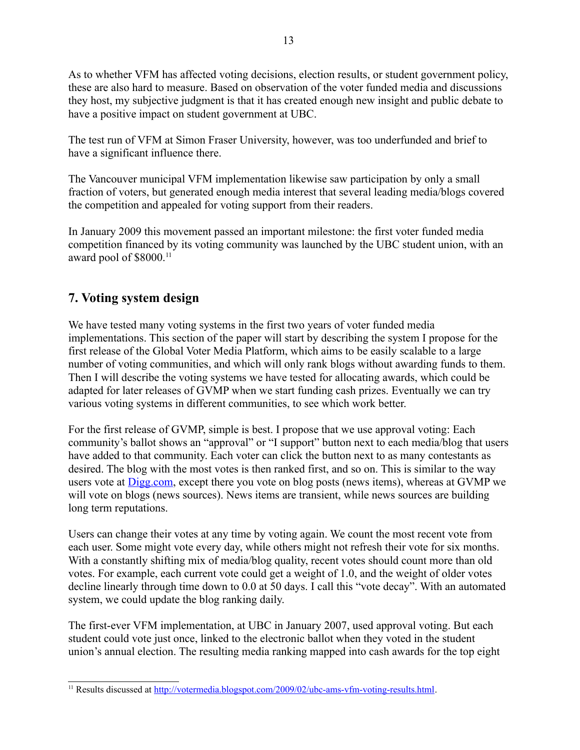As to whether VFM has affected voting decisions, election results, or student government policy, these are also hard to measure. Based on observation of the voter funded media and discussions they host, my subjective judgment is that it has created enough new insight and public debate to have a positive impact on student government at UBC.

The test run of VFM at Simon Fraser University, however, was too underfunded and brief to have a significant influence there.

The Vancouver municipal VFM implementation likewise saw participation by only a small fraction of voters, but generated enough media interest that several leading media/blogs covered the competition and appealed for voting support from their readers.

In January 2009 this movement passed an important milestone: the first voter funded media competition financed by its voting community was launched by the UBC student union, with an award pool of $8000.[11]

## 7. Voting system design

We have tested many voting systems in the first two years of voter funded media implementations. This section of the paper will start by describing the system I propose for the first release of the Global Voter Media Platform, which aims to be easily scalable to a large number of voting communities, and which will only rank blogs without awarding funds to them. Then I will describe the voting systems we have tested for allocating awards, which could be adapted for later releases of GVMP when we start funding cash prizes. Eventually we can try various voting systems in different communities, to see which work better.

For the first release of GVMP, simple is best. I propose that we use approval voting: Each community's ballot shows an "approval" or "I support" button next to each media/blog that users have added to that community. Each voter can click the button next to as many contestants as desired. The blog with the most votes is then ranked first, and so on. This is similar to the way users vote at [Digg.com](http://Digg.com), except there you vote on blog posts (news items), whereas at GVMP we will vote on blogs (news sources). News items are transient, while news sources are building long term reputations.

Users can change their votes at any time by voting again. We count the most recent vote from each user. Some might vote every day, while others might not refresh their vote for six months. With a constantly shifting mix of media/blog quality, recent votes should count more than old votes. For example, each current vote could get a weight of 1.0, and the weight of older votes decline linearly through time down to 0.0 at 50 days. I call this "vote decay". With an automated system, we could update the blog ranking daily.

The first-ever VFM implementation, at UBC in January 2007, used approval voting. But each student could vote just once, linked to the electronic ballot when they voted in the student union's annual election. The resulting media ranking mapped into cash awards for the top eight

[11] Results discussed at [http://votermedia.blogspot.com/2009/02/ubc-ams-vfm-voting-results.html](http://votermedia.blogspot.com/2009/02/ubc-ams-vfm-voting-results.html).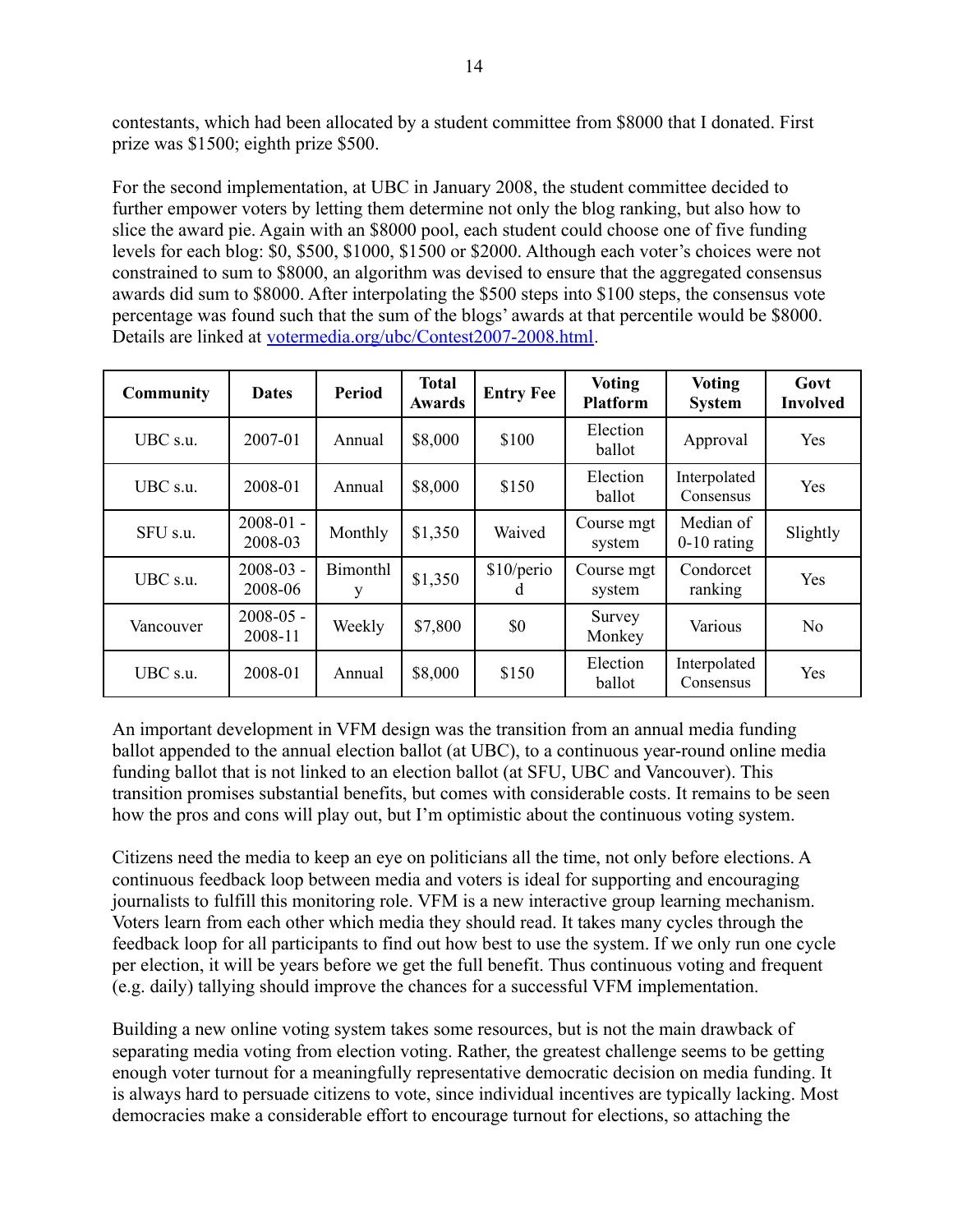contestants, which had been allocated by a student committee from $8000 that I donated. First prize was $1500; eighth prize $500.

For the second implementation, at UBC in January 2008, the student committee decided to further empower voters by letting them determine not only the blog ranking, but also how to slice the award pie. Again with an $8000 pool, each student could choose one of five funding levels for each blog: $0, $500, $1000, $1500 or $2000. Although each voter's choices were not constrained to sum to $8000, an algorithm was devised to ensure that the aggregated consensus awards did sum to $8000. After interpolating the $500 steps into $100 steps, the consensus vote percentage was found such that the sum of the blogs' awards at that percentile would be $8000. Details are linked at [votermedia.org/ubc/Contest2007-2008.html](votermedia.org/ubc/Contest2007-2008.html).

| Community | Dates | Period | Total Awards | Entry Fee | Voting Platform | Voting System | Govt Involved |
|---|---|---|---|---|---|---|---|
| UBC s.u. | 2007-01 | Annual | $8,000 | $100 | Election ballot | Approval | Yes |
| UBC s.u. | 2008-01 | Annual | $8,000 | $150 | Election ballot | Interpolated Consensus | Yes |
| SFU s.u. | 2008-01 - 2008-03 | Monthly | $1,350 | Waived | Course mgt system | Median of 0-10 rating | Slightly |
| UBC s.u. | 2008-03 - 2008-06 | Bimonthly | $1,350 | $10/period | Course mgt system | Condorcet ranking | Yes |
| Vancouver | 2008-05 - 2008-11 | Weekly | $7,800 | $0 | Survey Monkey | Various | No |
| UBC s.u. | 2008-01 | Annual | $8,000 | $150 | Election ballot | Interpolated Consensus | Yes |

An important development in VFM design was the transition from an annual media funding ballot appended to the annual election ballot (at UBC), to a continuous year-round online media funding ballot that is not linked to an election ballot (at SFU, UBC and Vancouver). This transition promises substantial benefits, but comes with considerable costs. It remains to be seen how the pros and cons will play out, but I'm optimistic about the continuous voting system.

Citizens need the media to keep an eye on politicians all the time, not only before elections. A continuous feedback loop between media and voters is ideal for supporting and encouraging journalists to fulfill this monitoring role. VFM is a new interactive group learning mechanism. Voters learn from each other which media they should read. It takes many cycles through the feedback loop for all participants to find out how best to use the system. If we only run one cycle per election, it will be years before we get the full benefit. Thus continuous voting and frequent (e.g. daily) tallying should improve the chances for a successful VFM implementation.

Building a new online voting system takes some resources, but is not the main drawback of separating media voting from election voting. Rather, the greatest challenge seems to be getting enough voter turnout for a meaningfully representative democratic decision on media funding. It is always hard to persuade citizens to vote, since individual incentives are typically lacking. Most democracies make a considerable effort to encourage turnout for elections, so attaching the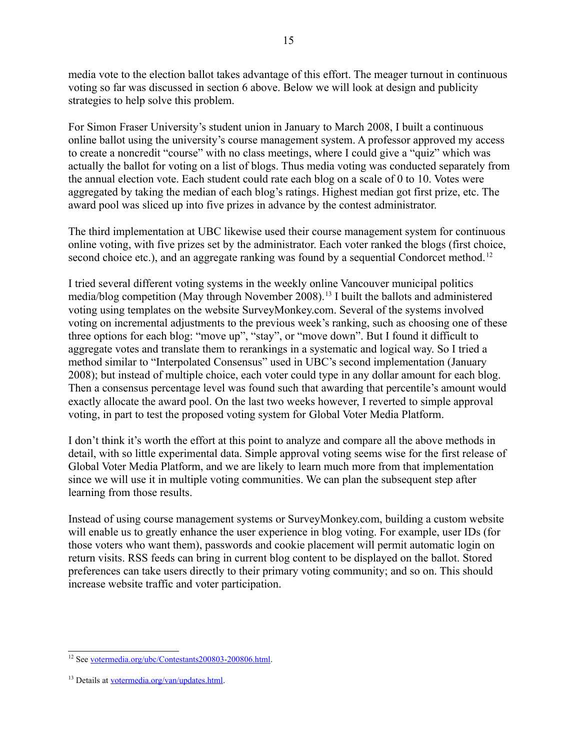media vote to the election ballot takes advantage of this effort. The meager turnout in continuous voting so far was discussed in section 6 above. Below we will look at design and publicity strategies to help solve this problem.

For Simon Fraser University's student union in January to March 2008, I built a continuous online ballot using the university's course management system. A professor approved my access to create a noncredit "course" with no class meetings, where I could give a "quiz" which was actually the ballot for voting on a list of blogs. Thus media voting was conducted separately from the annual election vote. Each student could rate each blog on a scale of 0 to 10. Votes were aggregated by taking the median of each blog's ratings. Highest median got first prize, etc. The award pool was sliced up into five prizes in advance by the contest administrator.

The third implementation at UBC likewise used their course management system for continuous online voting, with five prizes set by the administrator. Each voter ranked the blogs (first choice, second choice etc.), and an aggregate ranking was found by a sequential Condorcet method.[12]

I tried several different voting systems in the weekly online Vancouver municipal politics media/blog competition (May through November 2008).[13] I built the ballots and administered voting using templates on the website SurveyMonkey.com. Several of the systems involved voting on incremental adjustments to the previous week's ranking, such as choosing one of these three options for each blog: "move up", "stay", or "move down". But I found it difficult to aggregate votes and translate them to rerankings in a systematic and logical way. So I tried a method similar to "Interpolated Consensus" used in UBC's second implementation (January 2008); but instead of multiple choice, each voter could type in any dollar amount for each blog. Then a consensus percentage level was found such that awarding that percentile's amount would exactly allocate the award pool. On the last two weeks however, I reverted to simple approval voting, in part to test the proposed voting system for Global Voter Media Platform.

I don't think it's worth the effort at this point to analyze and compare all the above methods in detail, with so little experimental data. Simple approval voting seems wise for the first release of Global Voter Media Platform, and we are likely to learn much more from that implementation since we will use it in multiple voting communities. We can plan the subsequent step after learning from those results.

Instead of using course management systems or SurveyMonkey.com, building a custom website will enable us to greatly enhance the user experience in blog voting. For example, user IDs (for those voters who want them), passwords and cookie placement will permit automatic login on return visits. RSS feeds can bring in current blog content to be displayed on the ballot. Stored preferences can take users directly to their primary voting community; and so on. This should increase website traffic and voter participation.

---

[12] See votermedia.org/ubc/Contestants200803-200806.html.

[13] Details at votermedia.org/van/updates.html.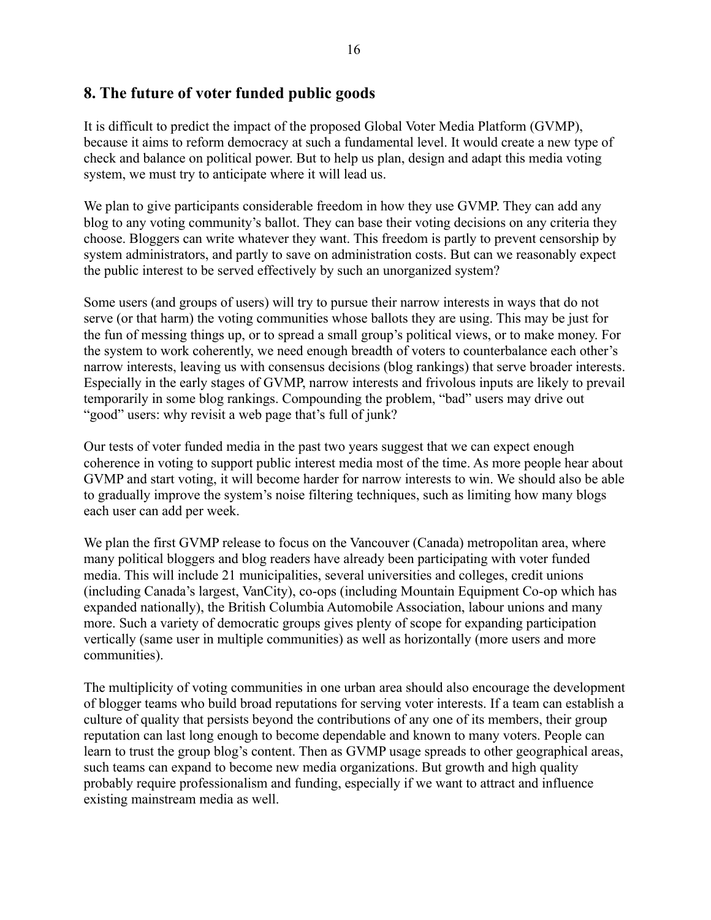## 8. The future of voter funded public goods

It is difficult to predict the impact of the proposed Global Voter Media Platform (GVMP), because it aims to reform democracy at such a fundamental level. It would create a new type of check and balance on political power. But to help us plan, design and adapt this media voting system, we must try to anticipate where it will lead us.

We plan to give participants considerable freedom in how they use GVMP. They can add any blog to any voting community's ballot. They can base their voting decisions on any criteria they choose. Bloggers can write whatever they want. This freedom is partly to prevent censorship by system administrators, and partly to save on administration costs. But can we reasonably expect the public interest to be served effectively by such an unorganized system?

Some users (and groups of users) will try to pursue their narrow interests in ways that do not serve (or that harm) the voting communities whose ballots they are using. This may be just for the fun of messing things up, or to spread a small group's political views, or to make money. For the system to work coherently, we need enough breadth of voters to counterbalance each other's narrow interests, leaving us with consensus decisions (blog rankings) that serve broader interests. Especially in the early stages of GVMP, narrow interests and frivolous inputs are likely to prevail temporarily in some blog rankings. Compounding the problem, "bad" users may drive out "good" users: why revisit a web page that's full of junk?

Our tests of voter funded media in the past two years suggest that we can expect enough coherence in voting to support public interest media most of the time. As more people hear about GVMP and start voting, it will become harder for narrow interests to win. We should also be able to gradually improve the system's noise filtering techniques, such as limiting how many blogs each user can add per week.

We plan the first GVMP release to focus on the Vancouver (Canada) metropolitan area, where many political bloggers and blog readers have already been participating with voter funded media. This will include 21 municipalities, several universities and colleges, credit unions (including Canada's largest, VanCity), co-ops (including Mountain Equipment Co-op which has expanded nationally), the British Columbia Automobile Association, labour unions and many more. Such a variety of democratic groups gives plenty of scope for expanding participation vertically (same user in multiple communities) as well as horizontally (more users and more communities).

The multiplicity of voting communities in one urban area should also encourage the development of blogger teams who build broad reputations for serving voter interests. If a team can establish a culture of quality that persists beyond the contributions of any one of its members, their group reputation can last long enough to become dependable and known to many voters. People can learn to trust the group blog's content. Then as GVMP usage spreads to other geographical areas, such teams can expand to become new media organizations. But growth and high quality probably require professionalism and funding, especially if we want to attract and influence existing mainstream media as well.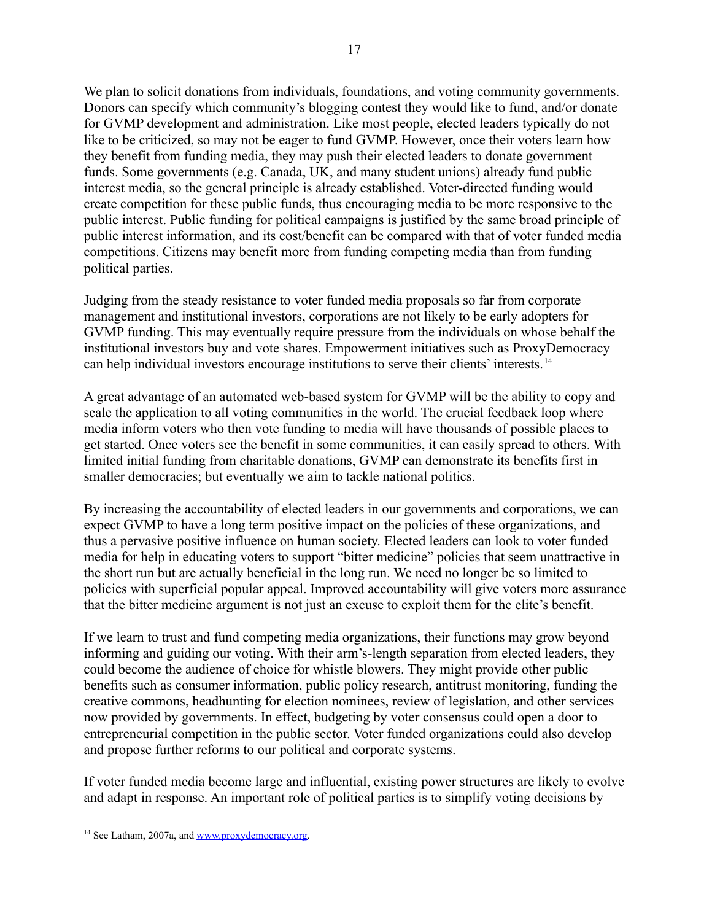We plan to solicit donations from individuals, foundations, and voting community governments. Donors can specify which community's blogging contest they would like to fund, and/or donate for GVMP development and administration. Like most people, elected leaders typically do not like to be criticized, so may not be eager to fund GVMP. However, once their voters learn how they benefit from funding media, they may push their elected leaders to donate government funds. Some governments (e.g. Canada, UK, and many student unions) already fund public interest media, so the general principle is already established. Voter-directed funding would create competition for these public funds, thus encouraging media to be more responsive to the public interest. Public funding for political campaigns is justified by the same broad principle of public interest information, and its cost/benefit can be compared with that of voter funded media competitions. Citizens may benefit more from funding competing media than from funding political parties.

Judging from the steady resistance to voter funded media proposals so far from corporate management and institutional investors, corporations are not likely to be early adopters for GVMP funding. This may eventually require pressure from the individuals on whose behalf the institutional investors buy and vote shares. Empowerment initiatives such as ProxyDemocracy can help individual investors encourage institutions to serve their clients' interests.[14]

A great advantage of an automated web-based system for GVMP will be the ability to copy and scale the application to all voting communities in the world. The crucial feedback loop where media inform voters who then vote funding to media will have thousands of possible places to get started. Once voters see the benefit in some communities, it can easily spread to others. With limited initial funding from charitable donations, GVMP can demonstrate its benefits first in smaller democracies; but eventually we aim to tackle national politics.

By increasing the accountability of elected leaders in our governments and corporations, we can expect GVMP to have a long term positive impact on the policies of these organizations, and thus a pervasive positive influence on human society. Elected leaders can look to voter funded media for help in educating voters to support "bitter medicine" policies that seem unattractive in the short run but are actually beneficial in the long run. We need no longer be so limited to policies with superficial popular appeal. Improved accountability will give voters more assurance that the bitter medicine argument is not just an excuse to exploit them for the elite's benefit.

If we learn to trust and fund competing media organizations, their functions may grow beyond informing and guiding our voting. With their arm's-length separation from elected leaders, they could become the audience of choice for whistle blowers. They might provide other public benefits such as consumer information, public policy research, antitrust monitoring, funding the creative commons, headhunting for election nominees, review of legislation, and other services now provided by governments. In effect, budgeting by voter consensus could open a door to entrepreneurial competition in the public sector. Voter funded organizations could also develop and propose further reforms to our political and corporate systems.

If voter funded media become large and influential, existing power structures are likely to evolve and adapt in response. An important role of political parties is to simplify voting decisions by

---

[14] See Latham, 2007a, and www.proxydemocracy.org.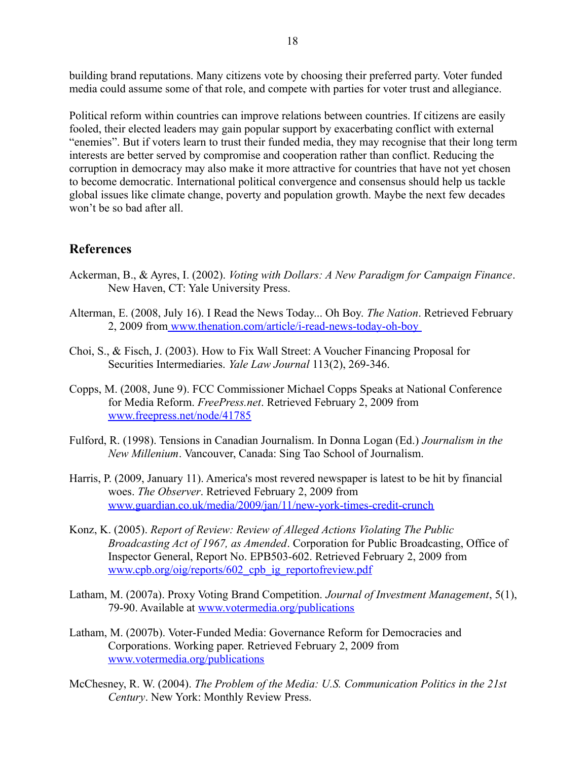building brand reputations. Many citizens vote by choosing their preferred party. Voter funded media could assume some of that role, and compete with parties for voter trust and allegiance.

Political reform within countries can improve relations between countries. If citizens are easily fooled, their elected leaders may gain popular support by exacerbating conflict with external “enemies”. But if voters learn to trust their funded media, they may recognise that their long term interests are better served by compromise and cooperation rather than conflict. Reducing the corruption in democracy may also make it more attractive for countries that have not yet chosen to become democratic. International political convergence and consensus should help us tackle global issues like climate change, poverty and population growth. Maybe the next few decades won’t be so bad after all.

## References

Ackerman, B., & Ayres, I. (2002). *Voting with Dollars: A New Paradigm for Campaign Finance*. New Haven, CT: Yale University Press.

Alterman, E. (2008, July 16). I Read the News Today... Oh Boy. *The Nation*. Retrieved February 2, 2009 from www.thenation.com/article/i-read-news-today-oh-boy

Choi, S., & Fisch, J. (2003). How to Fix Wall Street: A Voucher Financing Proposal for Securities Intermediaries. *Yale Law Journal* 113(2), 269-346.

Copps, M. (2008, June 9). FCC Commissioner Michael Copps Speaks at National Conference for Media Reform. *FreePress.net*. Retrieved February 2, 2009 from www.freepress.net/node/41785

Fulford, R. (1998). Tensions in Canadian Journalism. In Donna Logan (Ed.) *Journalism in the New Millenium*. Vancouver, Canada: Sing Tao School of Journalism.

Harris, P. (2009, January 11). America's most revered newspaper is latest to be hit by financial woes. *The Observer*. Retrieved February 2, 2009 from www.guardian.co.uk/media/2009/jan/11/new-york-times-credit-crunch

Konz, K. (2005). *Report of Review: Review of Alleged Actions Violating The Public Broadcasting Act of 1967, as Amended*. Corporation for Public Broadcasting, Office of Inspector General, Report No. EPB503-602. Retrieved February 2, 2009 from www.cpb.org/oig/reports/602_cpb_ig_reportofreview.pdf

Latham, M. (2007a). Proxy Voting Brand Competition. *Journal of Investment Management*, 5(1), 79-90. Available at www.votermedia.org/publications

Latham, M. (2007b). Voter-Funded Media: Governance Reform for Democracies and Corporations. Working paper. Retrieved February 2, 2009 from www.votermedia.org/publications

McChesney, R. W. (2004). *The Problem of the Media: U.S. Communication Politics in the 21st Century*. New York: Monthly Review Press.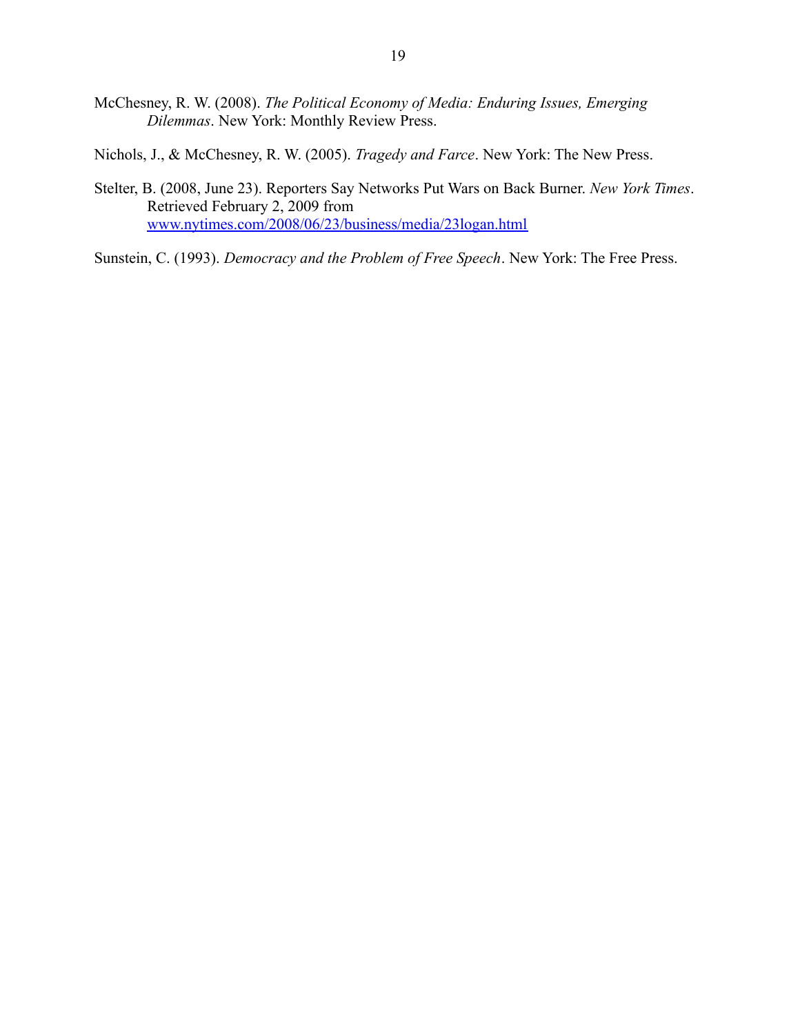McChesney, R. W. (2008). *The Political Economy of Media: Enduring Issues, Emerging Dilemmas*. New York: Monthly Review Press.

Nichols, J., & McChesney, R. W. (2005). *Tragedy and Farce*. New York: The New Press.

Stelter, B. (2008, June 23). Reporters Say Networks Put Wars on Back Burner. *New York Times*. Retrieved February 2, 2009 from www.nytimes.com/2008/06/23/business/media/23logan.html

Sunstein, C. (1993). *Democracy and the Problem of Free Speech*. New York: The Free Press.